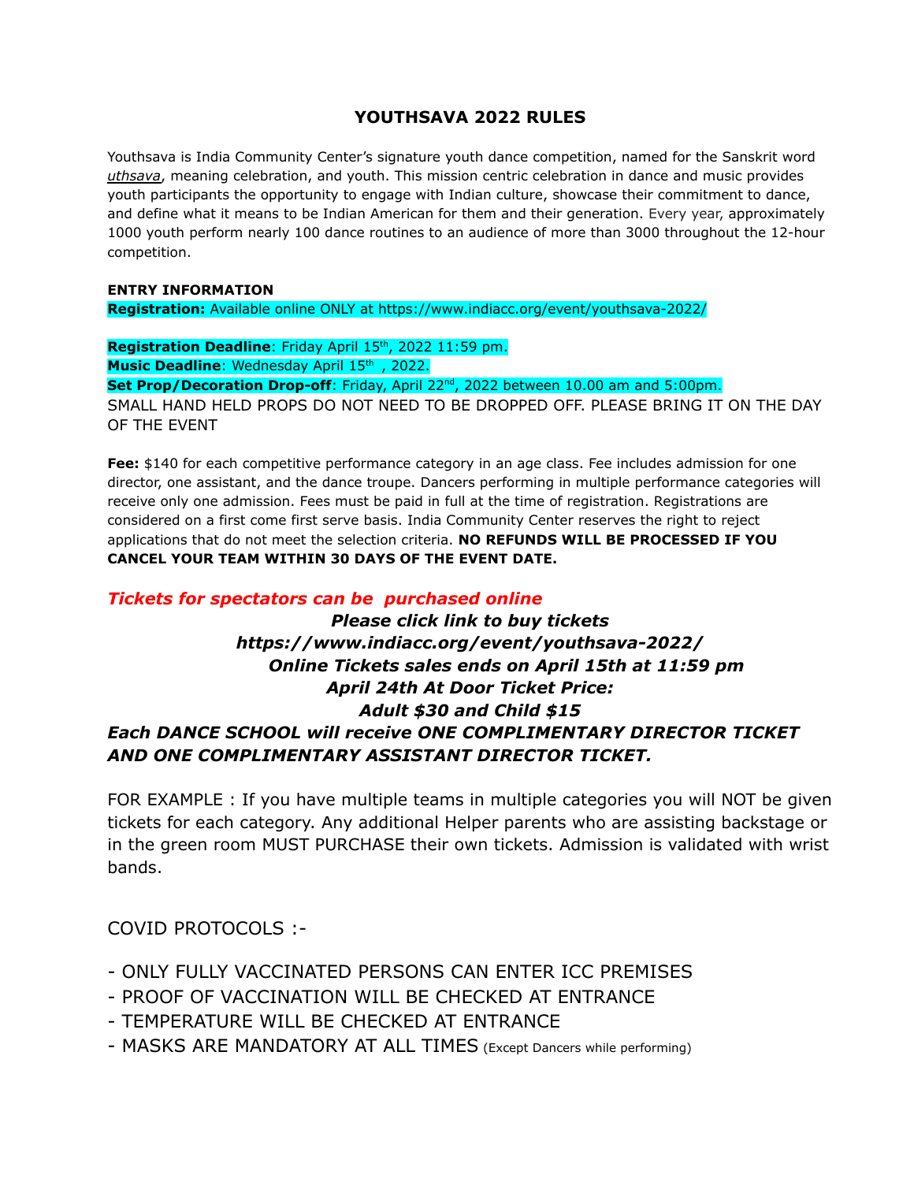# YOUTHSAVA 2022 RULES

Youthsava is India Community Center's signature youth dance competition, named for the Sanskrit word *uthsava*, meaning celebration, and youth. This mission centric celebration in dance and music provides youth participants the opportunity to engage with Indian culture, showcase their commitment to dance, and define what it means to be Indian American for them and their generation. Every year, approximately 1000 youth perform nearly 100 dance routines to an audience of more than 3000 throughout the 12-hour competition.

**ENTRY INFORMATION**

**Registration:** Available online ONLY at https://www.indiacc.org/event/youthsava-2022/

**Registration Deadline**: Friday April 15th, 2022 11:59 pm.

**Music Deadline**: Wednesday April 15th , 2022.

**Set Prop/Decoration Drop-off**: Friday, April 22nd, 2022 between 10.00 am and 5:00pm.

SMALL HAND HELD PROPS DO NOT NEED TO BE DROPPED OFF. PLEASE BRING IT ON THE DAY OF THE EVENT

**Fee:** $140 for each competitive performance category in an age class. Fee includes admission for one director, one assistant, and the dance troupe. Dancers performing in multiple performance categories will receive only one admission. Fees must be paid in full at the time of registration. Registrations are considered on a first come first serve basis. India Community Center reserves the right to reject applications that do not meet the selection criteria. **NO REFUNDS WILL BE PROCESSED IF YOU CANCEL YOUR TEAM WITHIN 30 DAYS OF THE EVENT DATE.**

***Tickets for spectators can be purchased online***

***Please click link to buy tickets***

***https://www.indiacc.org/event/youthsava-2022/***

***Online Tickets sales ends on April 15th at 11:59 pm***

***April 24th At Door Ticket Price:***

***Adult $30 and Child $15***

***Each DANCE SCHOOL will receive ONE COMPLIMENTARY DIRECTOR TICKET AND ONE COMPLIMENTARY ASSISTANT DIRECTOR TICKET.***

FOR EXAMPLE : If you have multiple teams in multiple categories you will NOT be given tickets for each category. Any additional Helper parents who are assisting backstage or in the green room MUST PURCHASE their own tickets. Admission is validated with wrist bands.

COVID PROTOCOLS :-

- ONLY FULLY VACCINATED PERSONS CAN ENTER ICC PREMISES
- PROOF OF VACCINATION WILL BE CHECKED AT ENTRANCE
- TEMPERATURE WILL BE CHECKED AT ENTRANCE
- MASKS ARE MANDATORY AT ALL TIMES (Except Dancers while performing)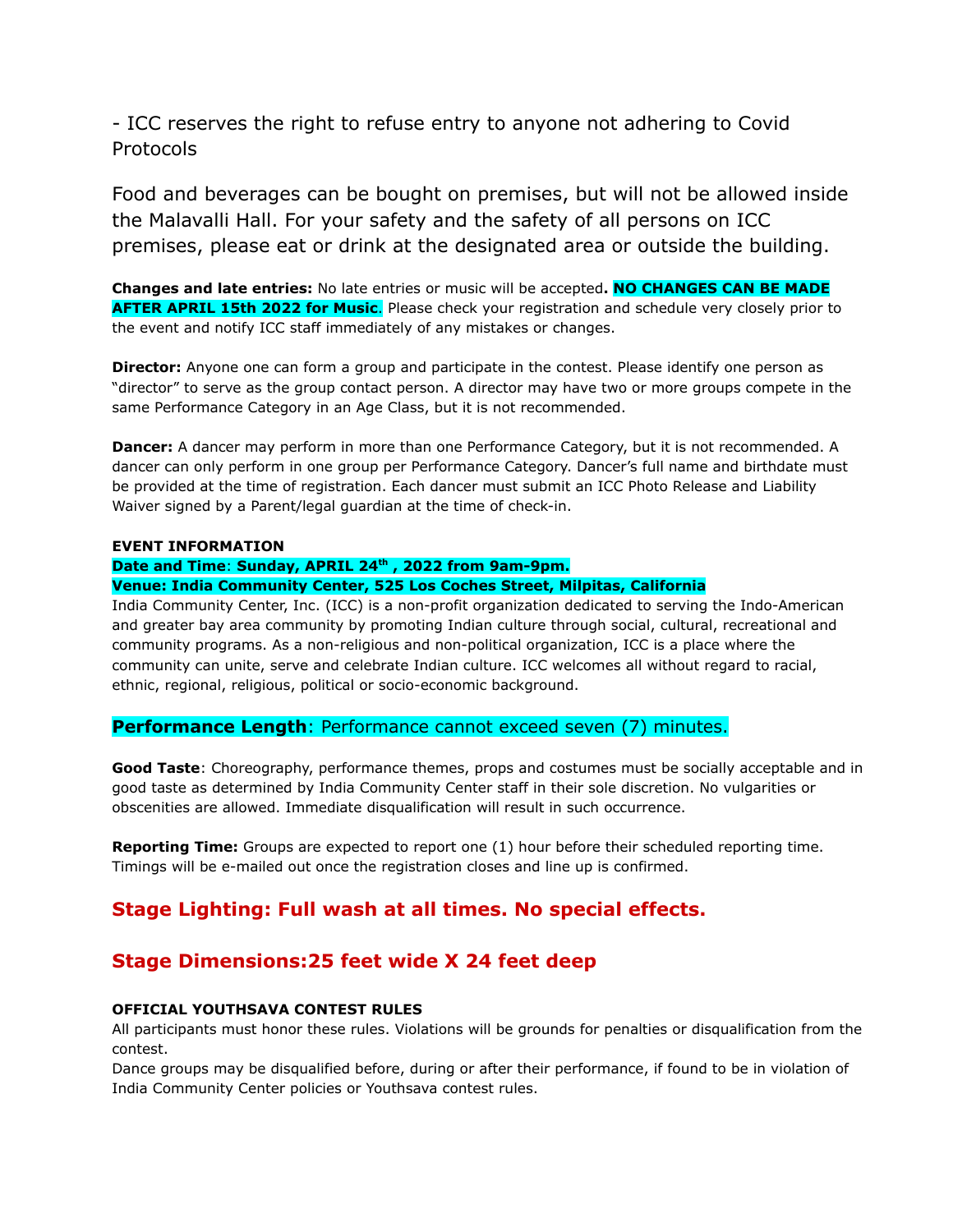- ICC reserves the right to refuse entry to anyone not adhering to Covid Protocols

Food and beverages can be bought on premises, but will not be allowed inside the Malavalli Hall. For your safety and the safety of all persons on ICC premises, please eat or drink at the designated area or outside the building.

**Changes and late entries:** No late entries or music will be accepted**. NO CHANGES CAN BE MADE AFTER APRIL 15th 2022 for Music**. Please check your registration and schedule very closely prior to the event and notify ICC staff immediately of any mistakes or changes.

**Director:** Anyone one can form a group and participate in the contest. Please identify one person as "director" to serve as the group contact person. A director may have two or more groups compete in the same Performance Category in an Age Class, but it is not recommended.

**Dancer:** A dancer may perform in more than one Performance Category, but it is not recommended. A dancer can only perform in one group per Performance Category. Dancer's full name and birthdate must be provided at the time of registration. Each dancer must submit an ICC Photo Release and Liability Waiver signed by a Parent/legal guardian at the time of check-in.

**EVENT INFORMATION**

**Date and Time: Sunday, APRIL 24th , 2022 from 9am-9pm.**

**Venue: India Community Center, 525 Los Coches Street, Milpitas, California**

India Community Center, Inc. (ICC) is a non-profit organization dedicated to serving the Indo-American and greater bay area community by promoting Indian culture through social, cultural, recreational and community programs. As a non-religious and non-political organization, ICC is a place where the community can unite, serve and celebrate Indian culture. ICC welcomes all without regard to racial, ethnic, regional, religious, political or socio-economic background.

**Performance Length**: Performance cannot exceed seven (7) minutes.

**Good Taste**: Choreography, performance themes, props and costumes must be socially acceptable and in good taste as determined by India Community Center staff in their sole discretion. No vulgarities or obscenities are allowed. Immediate disqualification will result in such occurrence.

**Reporting Time:** Groups are expected to report one (1) hour before their scheduled reporting time. Timings will be e-mailed out once the registration closes and line up is confirmed.

## Stage Lighting: Full wash at all times. No special effects.

## Stage Dimensions:25 feet wide X 24 feet deep

**OFFICIAL YOUTHSAVA CONTEST RULES**

All participants must honor these rules. Violations will be grounds for penalties or disqualification from the contest.

Dance groups may be disqualified before, during or after their performance, if found to be in violation of India Community Center policies or Youthsava contest rules.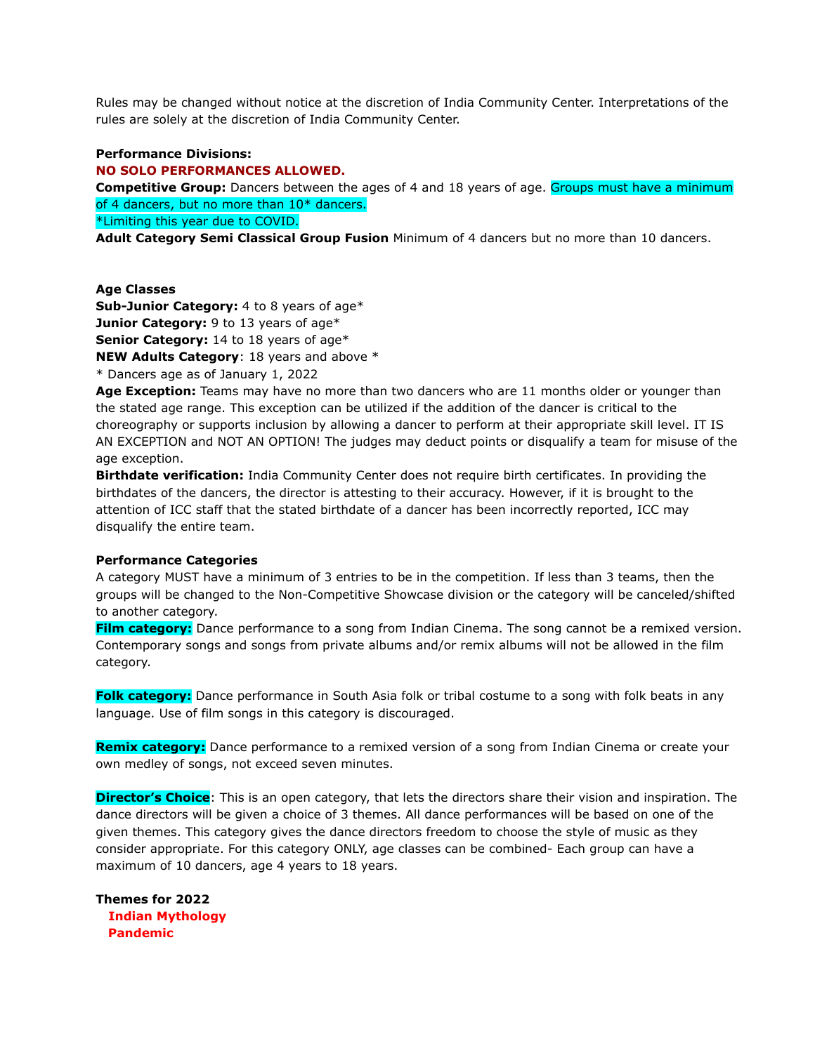Rules may be changed without notice at the discretion of India Community Center. Interpretations of the rules are solely at the discretion of India Community Center.

**Performance Divisions:**

**NO SOLO PERFORMANCES ALLOWED.**

**Competitive Group:** Dancers between the ages of 4 and 18 years of age. Groups must have a minimum of 4 dancers, but no more than 10* dancers.

*Limiting this year due to COVID.

**Adult Category Semi Classical Group Fusion** Minimum of 4 dancers but no more than 10 dancers.

**Age Classes**

**Sub-Junior Category:** 4 to 8 years of age*

**Junior Category:** 9 to 13 years of age*

**Senior Category:** 14 to 18 years of age*

**NEW Adults Category**: 18 years and above *

* Dancers age as of January 1, 2022

**Age Exception:** Teams may have no more than two dancers who are 11 months older or younger than the stated age range. This exception can be utilized if the addition of the dancer is critical to the choreography or supports inclusion by allowing a dancer to perform at their appropriate skill level. IT IS AN EXCEPTION and NOT AN OPTION! The judges may deduct points or disqualify a team for misuse of the age exception.

**Birthdate verification:** India Community Center does not require birth certificates. In providing the birthdates of the dancers, the director is attesting to their accuracy. However, if it is brought to the attention of ICC staff that the stated birthdate of a dancer has been incorrectly reported, ICC may disqualify the entire team.

**Performance Categories**

A category MUST have a minimum of 3 entries to be in the competition. If less than 3 teams, then the groups will be changed to the Non-Competitive Showcase division or the category will be canceled/shifted to another category.

**Film category:** Dance performance to a song from Indian Cinema. The song cannot be a remixed version. Contemporary songs and songs from private albums and/or remix albums will not be allowed in the film category.

**Folk category:** Dance performance in South Asia folk or tribal costume to a song with folk beats in any language. Use of film songs in this category is discouraged.

**Remix category:** Dance performance to a remixed version of a song from Indian Cinema or create your own medley of songs, not exceed seven minutes.

**Director's Choice**: This is an open category, that lets the directors share their vision and inspiration. The dance directors will be given a choice of 3 themes. All dance performances will be based on one of the given themes. This category gives the dance directors freedom to choose the style of music as they consider appropriate. For this category ONLY, age classes can be combined- Each group can have a maximum of 10 dancers, age 4 years to 18 years.

**Themes for 2022**

**Indian Mythology**

**Pandemic**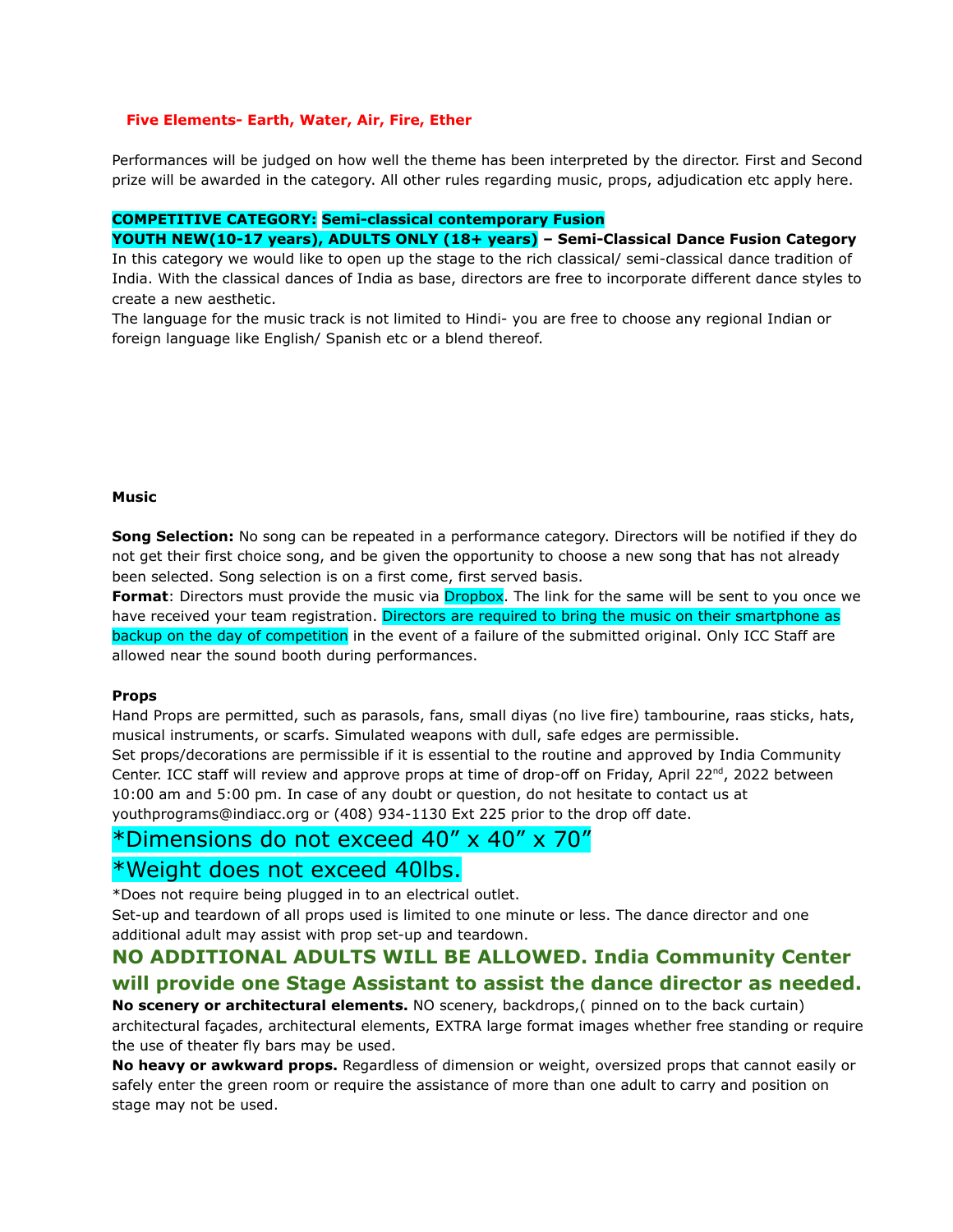**Five Elements- Earth, Water, Air, Fire, Ether**

Performances will be judged on how well the theme has been interpreted by the director. First and Second prize will be awarded in the category. All other rules regarding music, props, adjudication etc apply here.

**COMPETITIVE CATEGORY: Semi-classical contemporary Fusion**
**YOUTH NEW(10-17 years), ADULTS ONLY (18+ years) – Semi-Classical Dance Fusion Category**
In this category we would like to open up the stage to the rich classical/ semi-classical dance tradition of India. With the classical dances of India as base, directors are free to incorporate different dance styles to create a new aesthetic.
The language for the music track is not limited to Hindi- you are free to choose any regional Indian or foreign language like English/ Spanish etc or a blend thereof.

**Music**

**Song Selection:** No song can be repeated in a performance category. Directors will be notified if they do not get their first choice song, and be given the opportunity to choose a new song that has not already been selected. Song selection is on a first come, first served basis.
**Format**: Directors must provide the music via Dropbox. The link for the same will be sent to you once we have received your team registration. Directors are required to bring the music on their smartphone as backup on the day of competition in the event of a failure of the submitted original. Only ICC Staff are allowed near the sound booth during performances.

**Props**
Hand Props are permitted, such as parasols, fans, small diyas (no live fire) tambourine, raas sticks, hats, musical instruments, or scarfs. Simulated weapons with dull, safe edges are permissible.
Set props/decorations are permissible if it is essential to the routine and approved by India Community Center. ICC staff will review and approve props at time of drop-off on Friday, April 22nd, 2022 between 10:00 am and 5:00 pm. In case of any doubt or question, do not hesitate to contact us at youthprograms@indiacc.org or (408) 934-1130 Ext 225 prior to the drop off date.

*Dimensions do not exceed 40” x 40” x 70”

*Weight does not exceed 40lbs.

*Does not require being plugged in to an electrical outlet.
Set-up and teardown of all props used is limited to one minute or less. The dance director and one additional adult may assist with prop set-up and teardown.

**NO ADDITIONAL ADULTS WILL BE ALLOWED. India Community Center will provide one Stage Assistant to assist the dance director as needed.**

**No scenery or architectural elements.** NO scenery, backdrops,( pinned on to the back curtain) architectural façades, architectural elements, EXTRA large format images whether free standing or require the use of theater fly bars may be used.
**No heavy or awkward props.** Regardless of dimension or weight, oversized props that cannot easily or safely enter the green room or require the assistance of more than one adult to carry and position on stage may not be used.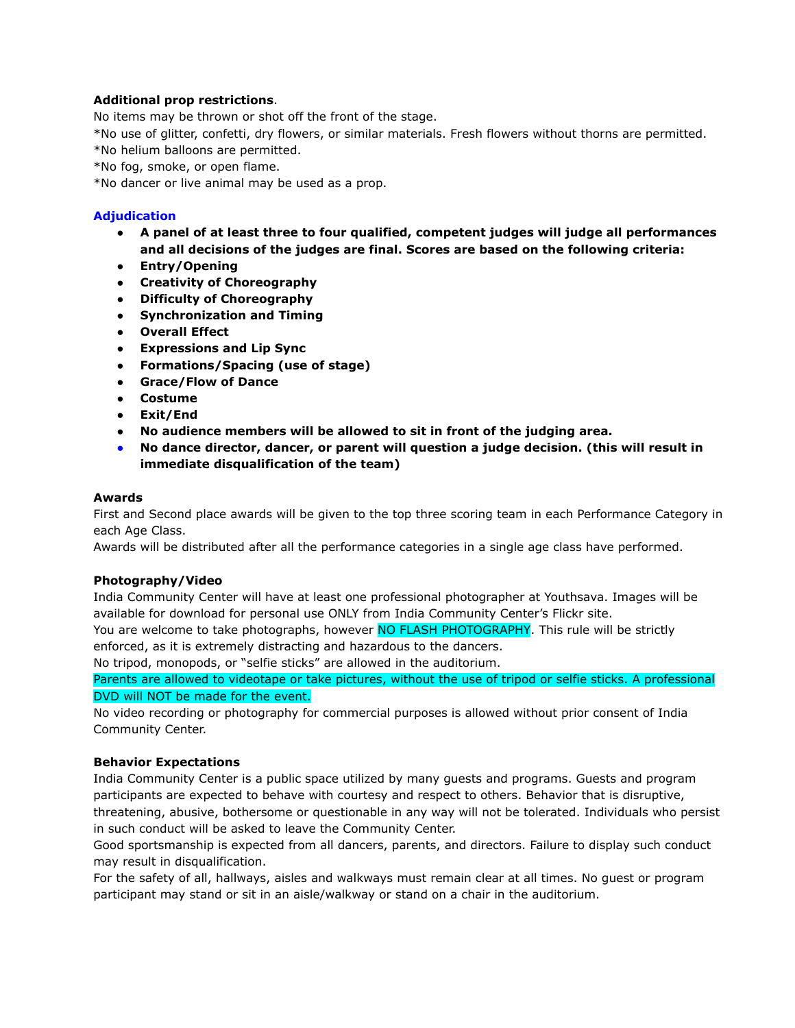**Additional prop restrictions**.
No items may be thrown or shot off the front of the stage.
*No use of glitter, confetti, dry flowers, or similar materials. Fresh flowers without thorns are permitted.
*No helium balloons are permitted.
*No fog, smoke, or open flame.
*No dancer or live animal may be used as a prop.

### Adjudication

- **A panel of at least three to four qualified, competent judges will judge all performances and all decisions of the judges are final. Scores are based on the following criteria:**
- **Entry/Opening**
- **Creativity of Choreography**
- **Difficulty of Choreography**
- **Synchronization and Timing**
- **Overall Effect**
- **Expressions and Lip Sync**
- **Formations/Spacing (use of stage)**
- **Grace/Flow of Dance**
- **Costume**
- **Exit/End**
- **No audience members will be allowed to sit in front of the judging area.**
- **No dance director, dancer, or parent will question a judge decision. (this will result in immediate disqualification of the team)**

**Awards**
First and Second place awards will be given to the top three scoring team in each Performance Category in each Age Class.
Awards will be distributed after all the performance categories in a single age class have performed.

**Photography/Video**
India Community Center will have at least one professional photographer at Youthsava. Images will be available for download for personal use ONLY from India Community Center's Flickr site.
You are welcome to take photographs, however NO FLASH PHOTOGRAPHY. This rule will be strictly enforced, as it is extremely distracting and hazardous to the dancers.
No tripod, monopods, or "selfie sticks" are allowed in the auditorium.
Parents are allowed to videotape or take pictures, without the use of tripod or selfie sticks. A professional DVD will NOT be made for the event.
No video recording or photography for commercial purposes is allowed without prior consent of India Community Center.

**Behavior Expectations**
India Community Center is a public space utilized by many guests and programs. Guests and program participants are expected to behave with courtesy and respect to others. Behavior that is disruptive, threatening, abusive, bothersome or questionable in any way will not be tolerated. Individuals who persist in such conduct will be asked to leave the Community Center.
Good sportsmanship is expected from all dancers, parents, and directors. Failure to display such conduct may result in disqualification.
For the safety of all, hallways, aisles and walkways must remain clear at all times. No guest or program participant may stand or sit in an aisle/walkway or stand on a chair in the auditorium.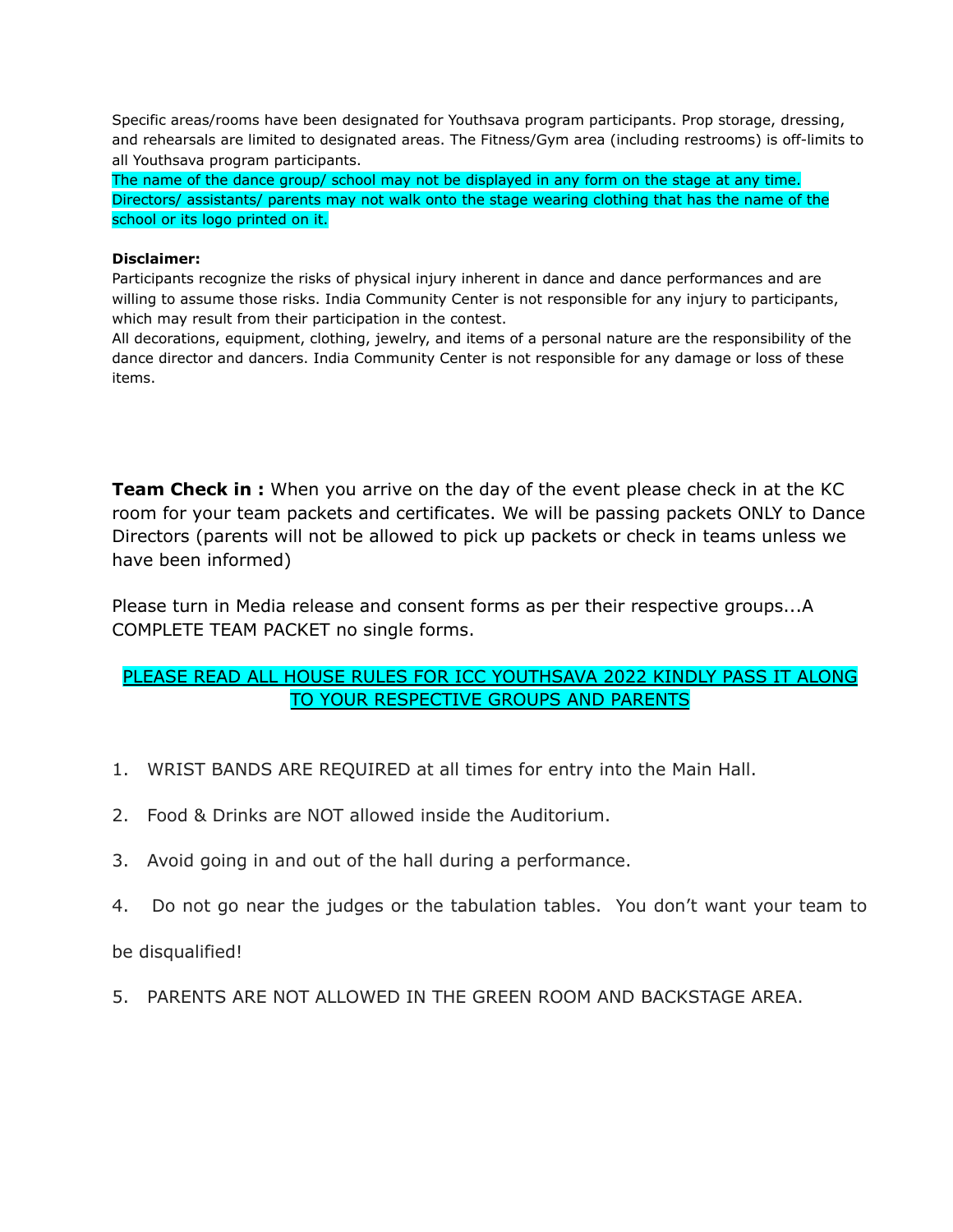Specific areas/rooms have been designated for Youthsava program participants. Prop storage, dressing, and rehearsals are limited to designated areas. The Fitness/Gym area (including restrooms) is off-limits to all Youthsava program participants.

The name of the dance group/ school may not be displayed in any form on the stage at any time. Directors/ assistants/ parents may not walk onto the stage wearing clothing that has the name of the school or its logo printed on it.

**Disclaimer:**

Participants recognize the risks of physical injury inherent in dance and dance performances and are willing to assume those risks. India Community Center is not responsible for any injury to participants, which may result from their participation in the contest.

All decorations, equipment, clothing, jewelry, and items of a personal nature are the responsibility of the dance director and dancers. India Community Center is not responsible for any damage or loss of these items.

**Team Check in :** When you arrive on the day of the event please check in at the KC room for your team packets and certificates. We will be passing packets ONLY to Dance Directors (parents will not be allowed to pick up packets or check in teams unless we have been informed)

Please turn in Media release and consent forms as per their respective groups...A COMPLETE TEAM PACKET no single forms.

PLEASE READ ALL HOUSE RULES FOR ICC YOUTHSAVA 2022 KINDLY PASS IT ALONG TO YOUR RESPECTIVE GROUPS AND PARENTS

1. WRIST BANDS ARE REQUIRED at all times for entry into the Main Hall.
2. Food & Drinks are NOT allowed inside the Auditorium.
3. Avoid going in and out of the hall during a performance.
4. Do not go near the judges or the tabulation tables. You don't want your team to be disqualified!
5. PARENTS ARE NOT ALLOWED IN THE GREEN ROOM AND BACKSTAGE AREA.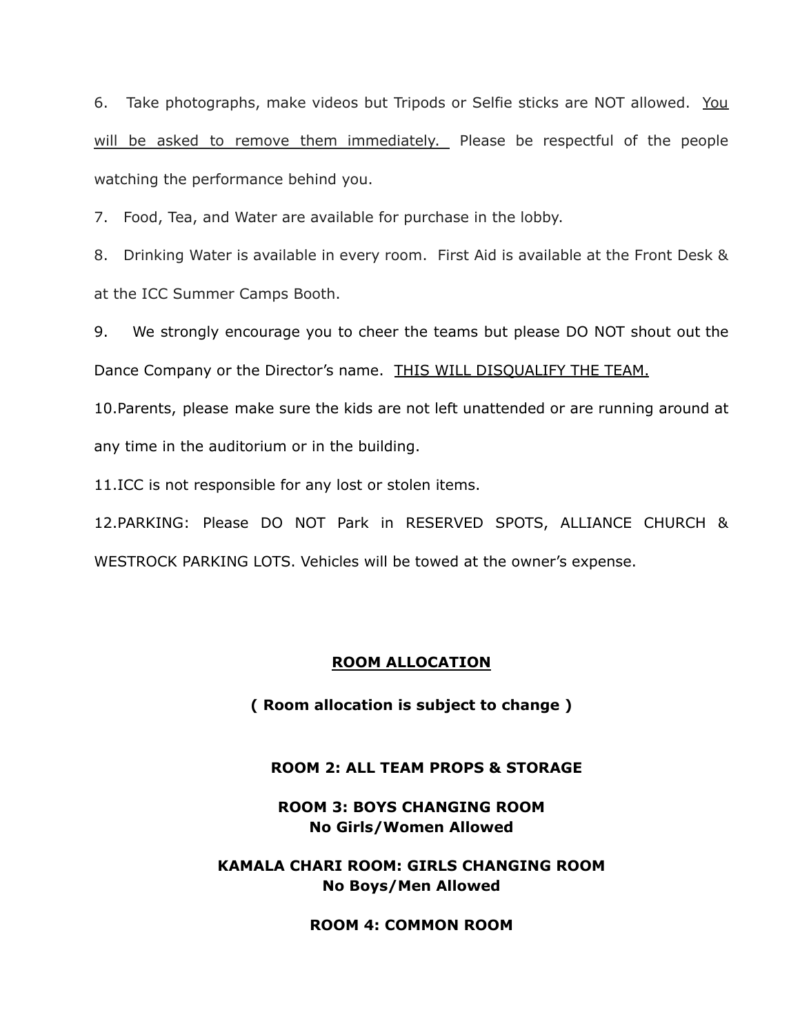6. Take photographs, make videos but Tripods or Selfie sticks are NOT allowed. <u>You will be asked to remove them immediately.</u> Please be respectful of the people watching the performance behind you.

7. Food, Tea, and Water are available for purchase in the lobby.

8. Drinking Water is available in every room. First Aid is available at the Front Desk & at the ICC Summer Camps Booth.

9. We strongly encourage you to cheer the teams but please DO NOT shout out the Dance Company or the Director's name. <u>THIS WILL DISQUALIFY THE TEAM.</u>

10. Parents, please make sure the kids are not left unattended or are running around at any time in the auditorium or in the building.

11. ICC is not responsible for any lost or stolen items.

12. PARKING: Please DO NOT Park in RESERVED SPOTS, ALLIANCE CHURCH & WESTROCK PARKING LOTS. Vehicles will be towed at the owner's expense.

## <u>ROOM ALLOCATION</u>

**( Room allocation is subject to change )**

**ROOM 2: ALL TEAM PROPS & STORAGE**

**ROOM 3: BOYS CHANGING ROOM**
**No Girls/Women Allowed**

**KAMALA CHARI ROOM: GIRLS CHANGING ROOM**
**No Boys/Men Allowed**

**ROOM 4: COMMON ROOM**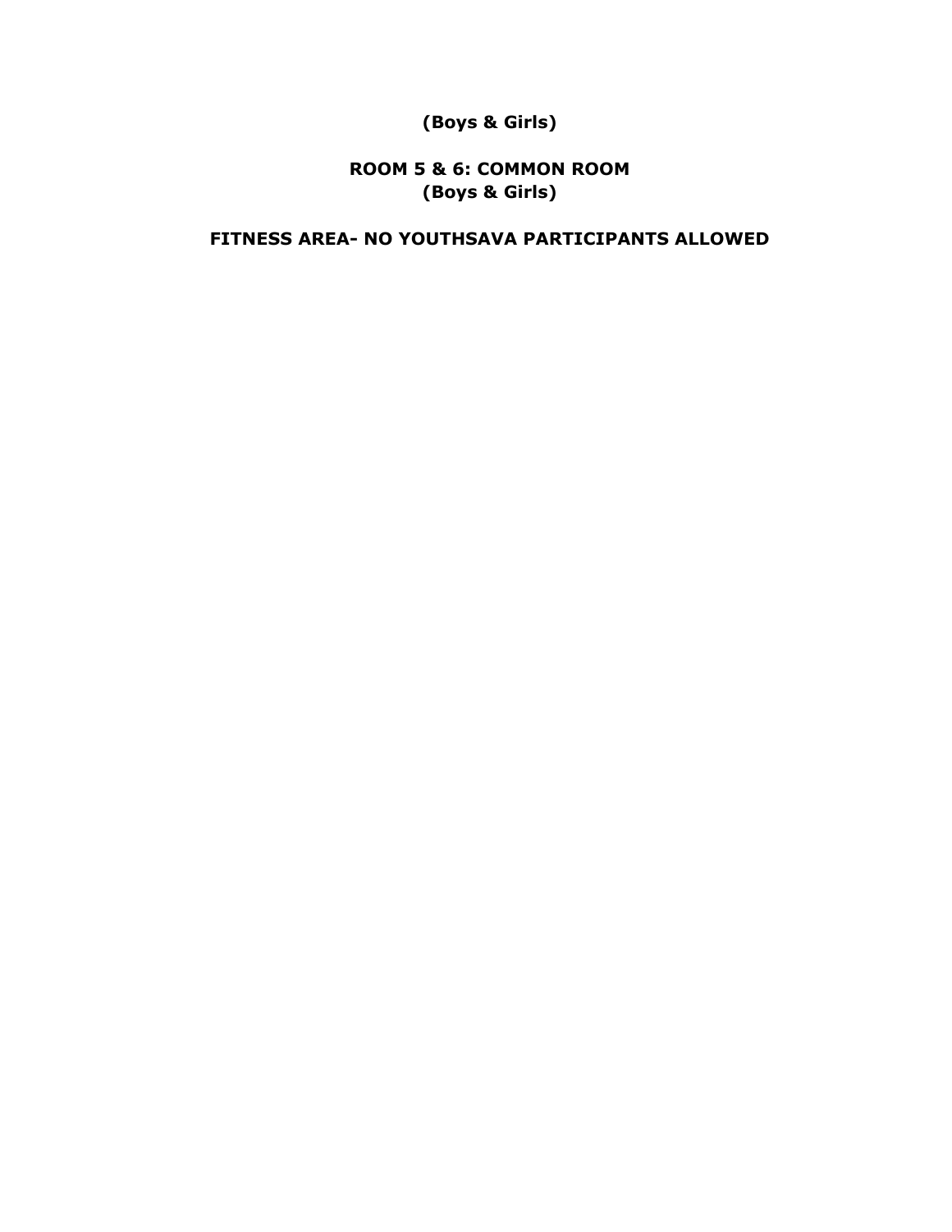**(Boys & Girls)**

**ROOM 5 & 6: COMMON ROOM**
**(Boys & Girls)**

**FITNESS AREA- NO YOUTHSAVA PARTICIPANTS ALLOWED**